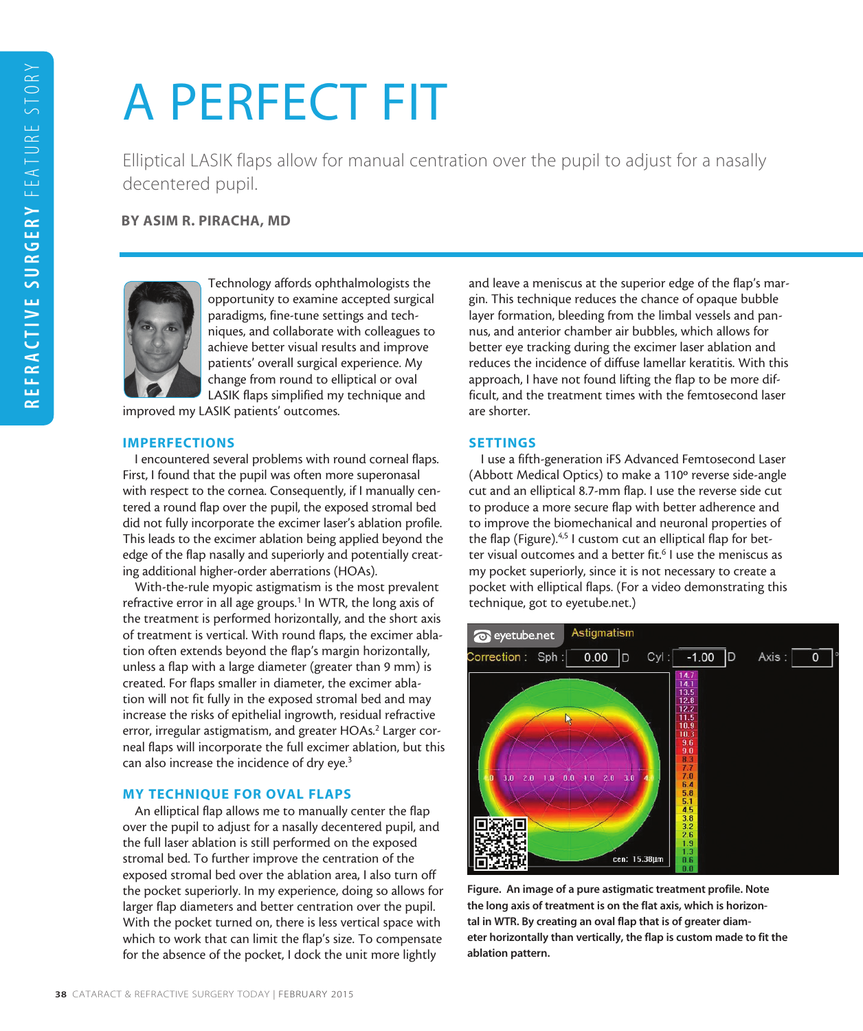# A PERFECT FIT

Elliptical LASIK flaps allow for manual centration over the pupil to adjust for a nasally decentered pupil.

**BY ASIM R. PIRACHA, MD**

Technology affords ophthalmologists the opportunity to examine accepted surgical paradigms, fine-tune settings and techniques, and collaborate with colleagues to achieve better visual results and improve patients' overall surgical experience. My change from round to elliptical or oval LASIK flaps simplified my technique and improved my LASIK patients' outcomes.

## IMPERFECTIONS

I encountered several problems with round corneal flaps. First, I found that the pupil was often more superonasal with respect to the cornea. Consequently, if I manually centered a round flap over the pupil, the exposed stromal bed did not fully incorporate the excimer laser's ablation profile. This leads to the excimer ablation being applied beyond the edge of the flap nasally and superiorly and potentially creating additional higher-order aberrations (HOAs).

With-the-rule myopic astigmatism is the most prevalent refractive error in all age groups.[1] In WTR, the long axis of the treatment is performed horizontally, and the short axis of treatment is vertical. With round flaps, the excimer ablation often extends beyond the flap's margin horizontally, unless a flap with a large diameter (greater than 9 mm) is created. For flaps smaller in diameter, the excimer ablation will not fit fully in the exposed stromal bed and may increase the risks of epithelial ingrowth, residual refractive error, irregular astigmatism, and greater HOAs.[2] Larger corneal flaps will incorporate the full excimer ablation, but this can also increase the incidence of dry eye.[3]

## MY TECHNIQUE FOR OVAL FLAPS

An elliptical flap allows me to manually center the flap over the pupil to adjust for a nasally decentered pupil, and the full laser ablation is still performed on the exposed stromal bed. To further improve the centration of the exposed stromal bed over the ablation area, I also turn off the pocket superiorly. In my experience, doing so allows for larger flap diameters and better centration over the pupil. With the pocket turned on, there is less vertical space with which to work that can limit the flap's size. To compensate for the absence of the pocket, I dock the unit more lightly and leave a meniscus at the superior edge of the flap's margin. This technique reduces the chance of opaque bubble layer formation, bleeding from the limbal vessels and pannus, and anterior chamber air bubbles, which allows for better eye tracking during the excimer laser ablation and reduces the incidence of diffuse lamellar keratitis. With this approach, I have not found lifting the flap to be more difficult, and the treatment times with the femtosecond laser are shorter.

## SETTINGS

I use a fifth-generation iFS Advanced Femtosecond Laser (Abbott Medical Optics) to make a 110º reverse side-angle cut and an elliptical 8.7-mm flap. I use the reverse side cut to produce a more secure flap with better adherence and to improve the biomechanical and neuronal properties of the flap (Figure).[4,5] I custom cut an elliptical flap for better visual outcomes and a better fit.[6] I use the meniscus as my pocket superiorly, since it is not necessary to create a pocket with elliptical flaps. (For a video demonstrating this technique, got to eyetube.net.)

**Figure. An image of a pure astigmatic treatment profile. Note the long axis of treatment is on the flat axis, which is horizontal in WTR. By creating an oval flap that is of greater diameter horizontally than vertically, the flap is custom made to fit the ablation pattern.**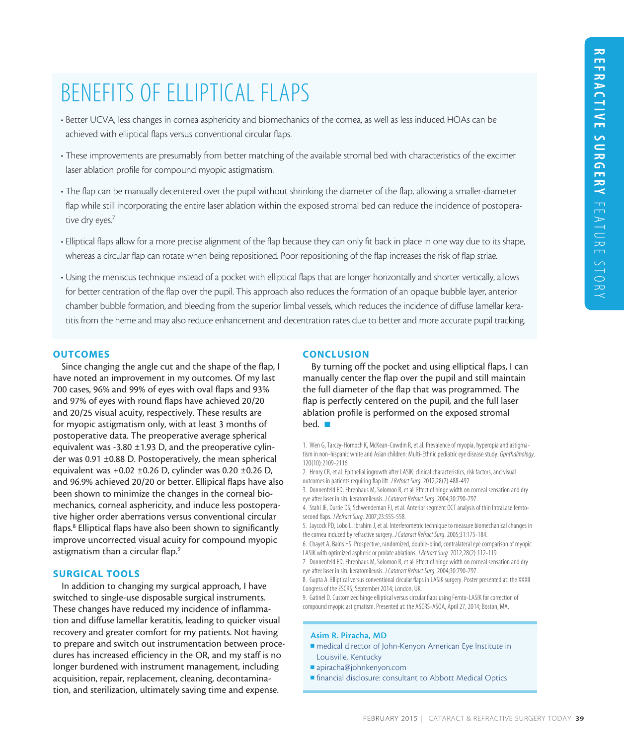## BENEFITS OF ELLIPTICAL FLAPS

- Better UCVA, less changes in cornea asphericity and biomechanics of the cornea, as well as less induced HOAs can be achieved with elliptical flaps versus conventional circular flaps.
- These improvements are presumably from better matching of the available stromal bed with characteristics of the excimer laser ablation profile for compound myopic astigmatism.
- The flap can be manually decentered over the pupil without shrinking the diameter of the flap, allowing a smaller-diameter flap while still incorporating the entire laser ablation within the exposed stromal bed can reduce the incidence of postoperative dry eyes.[7]
- Elliptical flaps allow for a more precise alignment of the flap because they can only fit back in place in one way due to its shape, whereas a circular flap can rotate when being repositioned. Poor repositioning of the flap increases the risk of flap striae.
- Using the meniscus technique instead of a pocket with elliptical flaps that are longer horizontally and shorter vertically, allows for better centration of the flap over the pupil. This approach also reduces the formation of an opaque bubble layer, anterior chamber bubble formation, and bleeding from the superior limbal vessels, which reduces the incidence of diffuse lamellar keratitis from the heme and may also reduce enhancement and decentration rates due to better and more accurate pupil tracking.

### OUTCOMES

Since changing the angle cut and the shape of the flap, I have noted an improvement in my outcomes. Of my last 700 cases, 96% and 99% of eyes with oval flaps and 93% and 97% of eyes with round flaps have achieved 20/20 and 20/25 visual acuity, respectively. These results are for myopic astigmatism only, with at least 3 months of postoperative data. The preoperative average spherical equivalent was -3.80 ±1.93 D, and the preoperative cylinder was 0.91 ±0.88 D. Postoperatively, the mean spherical equivalent was +0.02 ±0.26 D, cylinder was 0.20 ±0.26 D, and 96.9% achieved 20/20 or better. Ellipical flaps have also been shown to minimize the changes in the corneal biomechanics, corneal asphericity, and induce less postoperative higher order aberrations versus conventional circular flaps.[8] Elliptical flaps have also been shown to significantly improve uncorrected visual acuity for compound myopic astigmatism than a circular flap.[9]

### SURGICAL TOOLS

In addition to changing my surgical approach, I have switched to single-use disposable surgical instruments. These changes have reduced my incidence of inflammation and diffuse lamellar keratitis, leading to quicker visual recovery and greater comfort for my patients. Not having to prepare and switch out instrumentation between procedures has increased efficiency in the OR, and my staff is no longer burdened with instrument management, including acquisition, repair, replacement, cleaning, decontamination, and sterilization, ultimately saving time and expense.

### CONCLUSION

By turning off the pocket and using elliptical flaps, I can manually center the flap over the pupil and still maintain the full diameter of the flap that was programmed. The flap is perfectly centered on the pupil, and the full laser ablation profile is performed on the exposed stromal bed. ■

1. Wen G, Tarczy-Hornoch K, McKean-Cowdin R, et al. Prevalence of myopia, hyperopia and astigmatism in non-hispanic white and Asian children: Multi-Ethnic pediatric eye disease study. *Ophthalmology*. 120(10):2109-2116.
2. Henry CR, et al. Epithelial ingrowth after LASIK: clinical characteristics, risk factors, and visual outcomes in patients requiring flap lift. *J Refract Surg*. 2012;28(7):488-492.
3. Donnenfeld ED, Ehrenhaus M, Solomon R, et al. Effect of hinge width on corneal sensation and dry eye after laser in situ keratomileusis. *J Cataract Refract Surg*. 2004;30:790-797.
4. Stahl JE, Durrie DS, Schwendeman FJ, et al. Anterior segment OCT analysis of thin IntraLase femtosecond flaps. *J Refract Surg*. 2007;23:555-558.
5. Jaycock PD, Lobo L, Ibrahim J, et al. Interferometric technique to measure biomechanical changes in the cornea induced by refractive surgery. *J Cataract Refract Surg*. 2005;31:175-184.
6. Chayet A, Bains HS. Prospective, randomized, double-blind, contralateral eye comparison of myopic LASIK with optimized aspheric or prolate ablations. *J Refract Surg*. 2012;28(2):112-119.
7. Donnenfeld ED, Ehrenhaus M, Solomon R, et al. Effect of hinge width on corneal sensation and dry eye after laser in situ keratomileusis. *J Cataract Refract Surg*. 2004;30:790-797.
8. Gupta A. Elliptical versus conventional circular flaps in LASIK surgery. Poster presented at: the XXXII Congress of the ESCRS; September 2014; London, UK.
9. Gatinel D. Customized hinge elliptical versus circular flaps using Femto-LASIK for correction of compound myopic astigmatism. Presented at: the ASCRS-ASOA, April 27, 2014; Boston, MA.

**Asim R. Piracha, MD**
- medical director of John-Kenyon American Eye Institute in Louisville, Kentucky
- apiracha@johnkenyon.com
- financial disclosure: consultant to Abbott Medical Optics